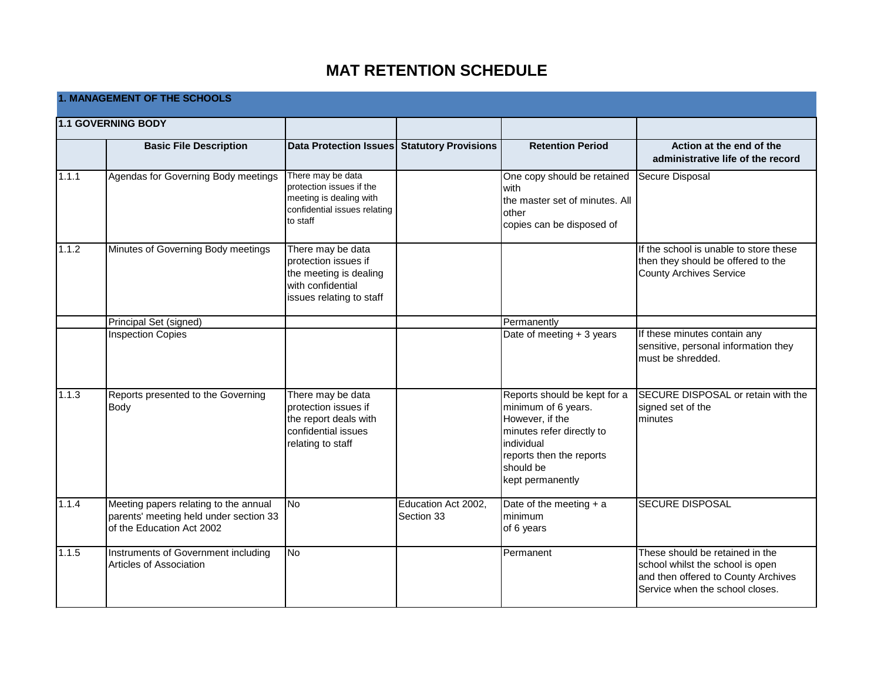# MAT RETENTION SCHEDULE

## 1. MANAGEMENT OF THE SCHOOLS

| 1.1 GOVERNING BODY | | | | | |
|---|---|---|---|---|---|
| | **Basic File Description** | **Data Protection Issues** | **Statutory Provisions** | **Retention Period** | **Action at the end of the administrative life of the record** |
| 1.1.1 | Agendas for Governing Body meetings | There may be data protection issues if the meeting is dealing with confidential issues relating to staff | | One copy should be retained with the master set of minutes. All other copies can be disposed of | Secure Disposal |
| 1.1.2 | Minutes of Governing Body meetings | There may be data protection issues if the meeting is dealing with confidential issues relating to staff | | | If the school is unable to store these then they should be offered to the County Archives Service |
| | Principal Set (signed) | | | Permanently | |
| | Inspection Copies | | | Date of meeting + 3 years | If these minutes contain any sensitive, personal information they must be shredded. |
| 1.1.3 | Reports presented to the Governing Body | There may be data protection issues if the report deals with confidential issues relating to staff | | Reports should be kept for a minimum of 6 years. However, if the minutes refer directly to individual reports then the reports should be kept permanently | SECURE DISPOSAL or retain with the signed set of the minutes |
| 1.1.4 | Meeting papers relating to the annual parents' meeting held under section 33 of the Education Act 2002 | No | Education Act 2002, Section 33 | Date of the meeting + a minimum of 6 years | SECURE DISPOSAL |
| 1.1.5 | Instruments of Government including Articles of Association | No | | Permanent | These should be retained in the school whilst the school is open and then offered to County Archives Service when the school closes. |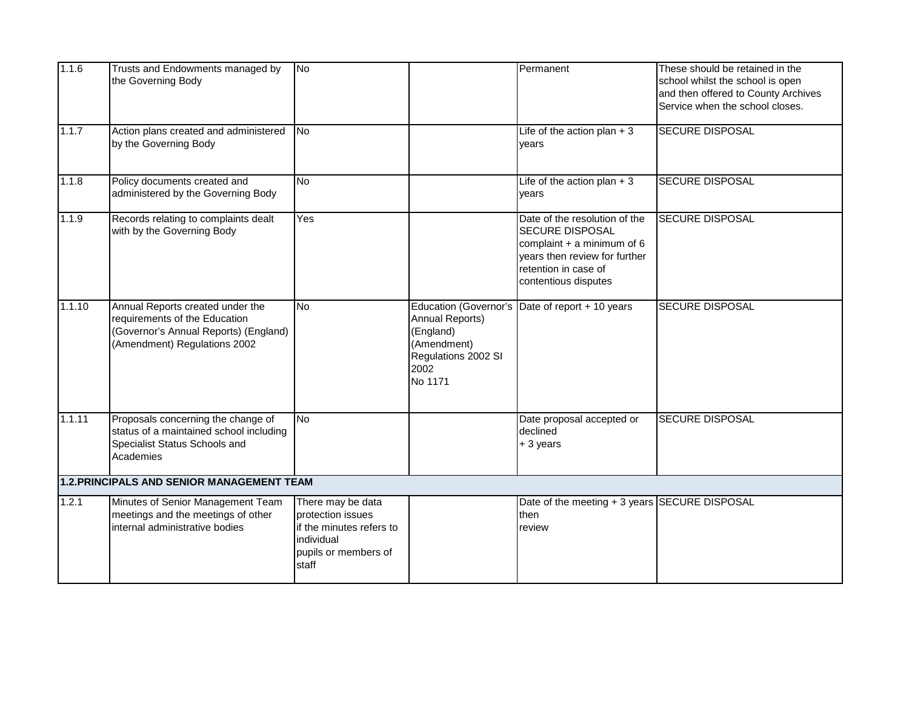| | | | | | |
|---|---|---|---|---|---|
| 1.1.6 | Trusts and Endowments managed by the Governing Body | No | | Permanent | These should be retained in the school whilst the school is open and then offered to County Archives Service when the school closes. |
| 1.1.7 | Action plans created and administered by the Governing Body | No | | Life of the action plan + 3 years | SECURE DISPOSAL |
| 1.1.8 | Policy documents created and administered by the Governing Body | No | | Life of the action plan + 3 years | SECURE DISPOSAL |
| 1.1.9 | Records relating to complaints dealt with by the Governing Body | Yes | | Date of the resolution of the SECURE DISPOSAL complaint + a minimum of 6 years then review for further retention in case of contentious disputes | SECURE DISPOSAL |
| 1.1.10 | Annual Reports created under the requirements of the Education (Governor's Annual Reports) (England) (Amendment) Regulations 2002 | No | Education (Governor's Annual Reports) (England) (Amendment) Regulations 2002 SI 2002 No 1171 | Date of report + 10 years | SECURE DISPOSAL |
| 1.1.11 | Proposals concerning the change of status of a maintained school including Specialist Status Schools and Academies | No | | Date proposal accepted or declined + 3 years | SECURE DISPOSAL |
| **1.2.PRINCIPALS AND SENIOR MANAGEMENT TEAM** | | | | | |
| 1.2.1 | Minutes of Senior Management Team meetings and the meetings of other internal administrative bodies | There may be data protection issues if the minutes refers to individual pupils or members of staff | | Date of the meeting + 3 years then review | SECURE DISPOSAL |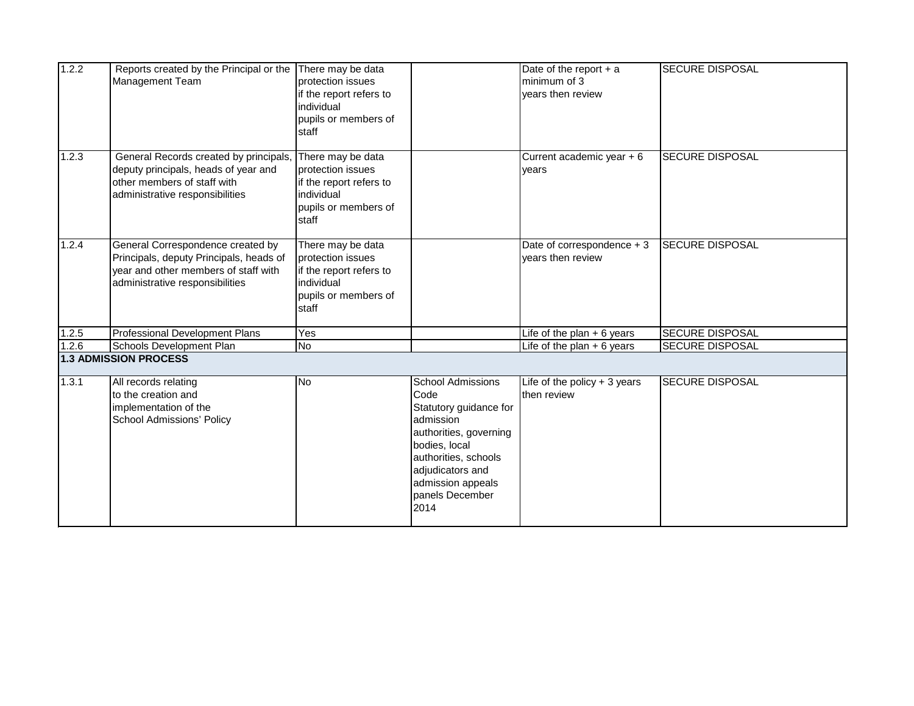| | | | | | |
|---|---|---|---|---|---|
| 1.2.2 | Reports created by the Principal or the Management Team | There may be data protection issues if the report refers to individual pupils or members of staff | | Date of the report + a minimum of 3 years then review | SECURE DISPOSAL |
| 1.2.3 | General Records created by principals, deputy principals, heads of year and other members of staff with administrative responsibilities | There may be data protection issues if the report refers to individual pupils or members of staff | | Current academic year + 6 years | SECURE DISPOSAL |
| 1.2.4 | General Correspondence created by Principals, deputy Principals, heads of year and other members of staff with administrative responsibilities | There may be data protection issues if the report refers to individual pupils or members of staff | | Date of correspondence + 3 years then review | SECURE DISPOSAL |
| 1.2.5 | Professional Development Plans | Yes | | Life of the plan + 6 years | SECURE DISPOSAL |
| 1.2.6 | Schools Development Plan | No | | Life of the plan + 6 years | SECURE DISPOSAL |
| **1.3 ADMISSION PROCESS** | | | | | |
| 1.3.1 | All records relating to the creation and implementation of the School Admissions' Policy | No | School Admissions Code Statutory guidance for admission authorities, governing bodies, local authorities, schools adjudicators and admission appeals panels December 2014 | Life of the policy + 3 years then review | SECURE DISPOSAL |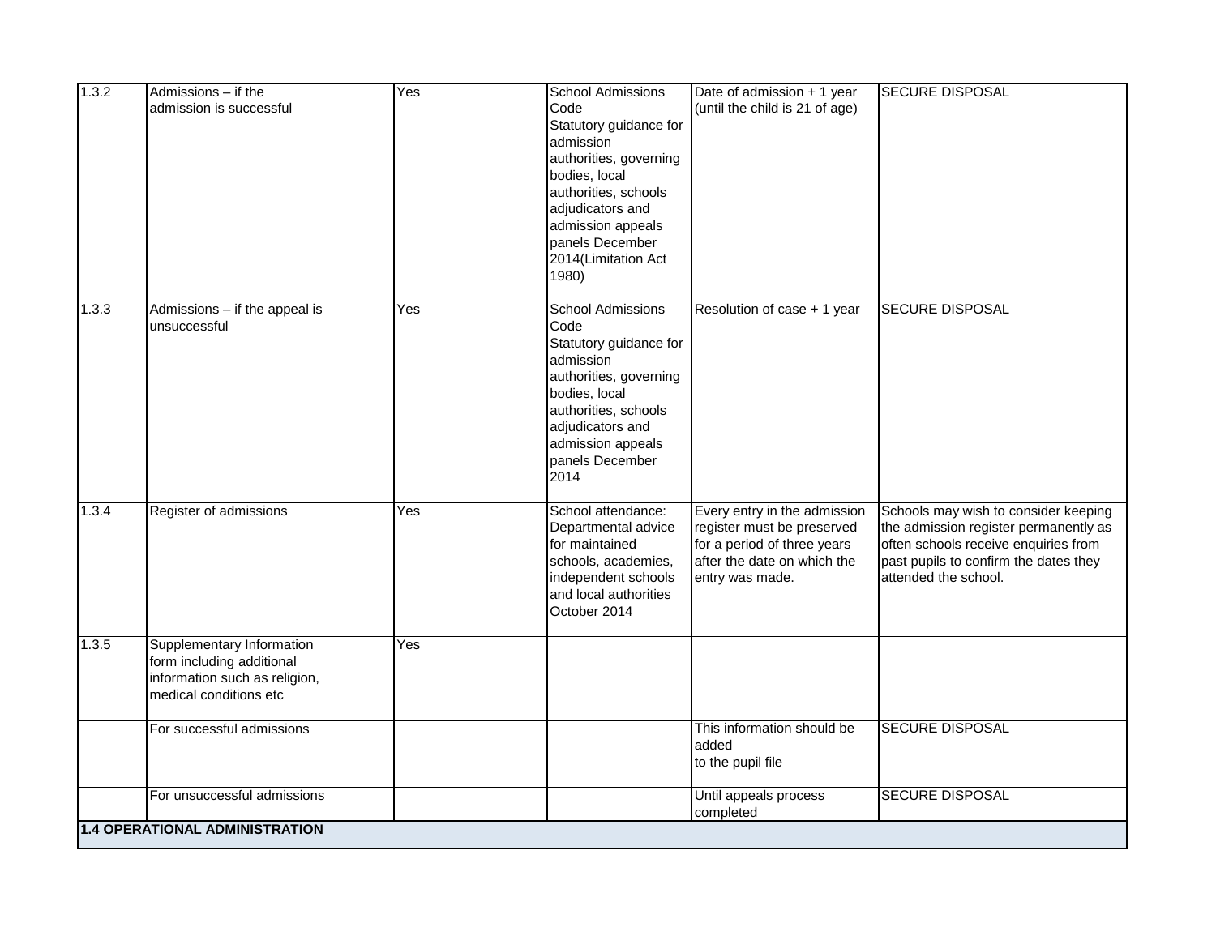| 1.3.2 | Admissions – if the admission is successful | Yes | School Admissions Code Statutory guidance for admission authorities, governing bodies, local authorities, schools adjudicators and admission appeals panels December 2014(Limitation Act 1980) | Date of admission + 1 year (until the child is 21 of age) | SECURE DISPOSAL |
|---|---|---|---|---|---|
| 1.3.3 | Admissions – if the appeal is unsuccessful | Yes | School Admissions Code Statutory guidance for admission authorities, governing bodies, local authorities, schools adjudicators and admission appeals panels December 2014 | Resolution of case + 1 year | SECURE DISPOSAL |
| 1.3.4 | Register of admissions | Yes | School attendance: Departmental advice for maintained schools, academies, independent schools and local authorities October 2014 | Every entry in the admission register must be preserved for a period of three years after the date on which the entry was made. | Schools may wish to consider keeping the admission register permanently as often schools receive enquiries from past pupils to confirm the dates they attended the school. |
| 1.3.5 | Supplementary Information form including additional information such as religion, medical conditions etc | Yes | | | |
| | For successful admissions | | | This information should be added to the pupil file | SECURE DISPOSAL |
| | For unsuccessful admissions | | | Until appeals process completed | SECURE DISPOSAL |
| **1.4 OPERATIONAL ADMINISTRATION** | | | | | |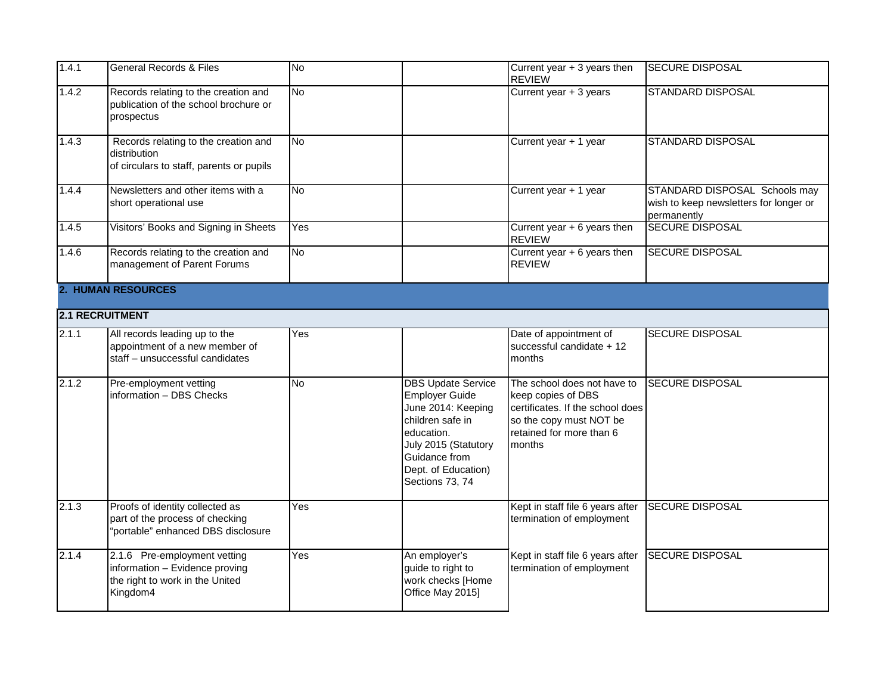| | | | | | |
|---|---|---|---|---|---|
| 1.4.1 | General Records & Files | No | | Current year + 3 years then REVIEW | SECURE DISPOSAL |
| 1.4.2 | Records relating to the creation and publication of the school brochure or prospectus | No | | Current year + 3 years | STANDARD DISPOSAL |
| 1.4.3 | Records relating to the creation and distribution of circulars to staff, parents or pupils | No | | Current year + 1 year | STANDARD DISPOSAL |
| 1.4.4 | Newsletters and other items with a short operational use | No | | Current year + 1 year | STANDARD DISPOSAL Schools may wish to keep newsletters for longer or permanently |
| 1.4.5 | Visitors' Books and Signing in Sheets | Yes | | Current year + 6 years then REVIEW | SECURE DISPOSAL |
| 1.4.6 | Records relating to the creation and management of Parent Forums | No | | Current year + 6 years then REVIEW | SECURE DISPOSAL |
| **2. HUMAN RESOURCES** | | | | | |
| **2.1 RECRUITMENT** | | | | | |
| 2.1.1 | All records leading up to the appointment of a new member of staff – unsuccessful candidates | Yes | | Date of appointment of successful candidate + 12 months | SECURE DISPOSAL |
| 2.1.2 | Pre-employment vetting information – DBS Checks | No | DBS Update Service Employer Guide June 2014: Keeping children safe in education. July 2015 (Statutory Guidance from Dept. of Education) Sections 73, 74 | The school does not have to keep copies of DBS certificates. If the school does so the copy must NOT be retained for more than 6 months | SECURE DISPOSAL |
| 2.1.3 | Proofs of identity collected as part of the process of checking "portable" enhanced DBS disclosure | Yes | | Kept in staff file 6 years after termination of employment | SECURE DISPOSAL |
| 2.1.4 | 2.1.6 Pre-employment vetting information – Evidence proving the right to work in the United Kingdom4 | Yes | An employer's guide to right to work checks [Home Office May 2015] | Kept in staff file 6 years after termination of employment | SECURE DISPOSAL |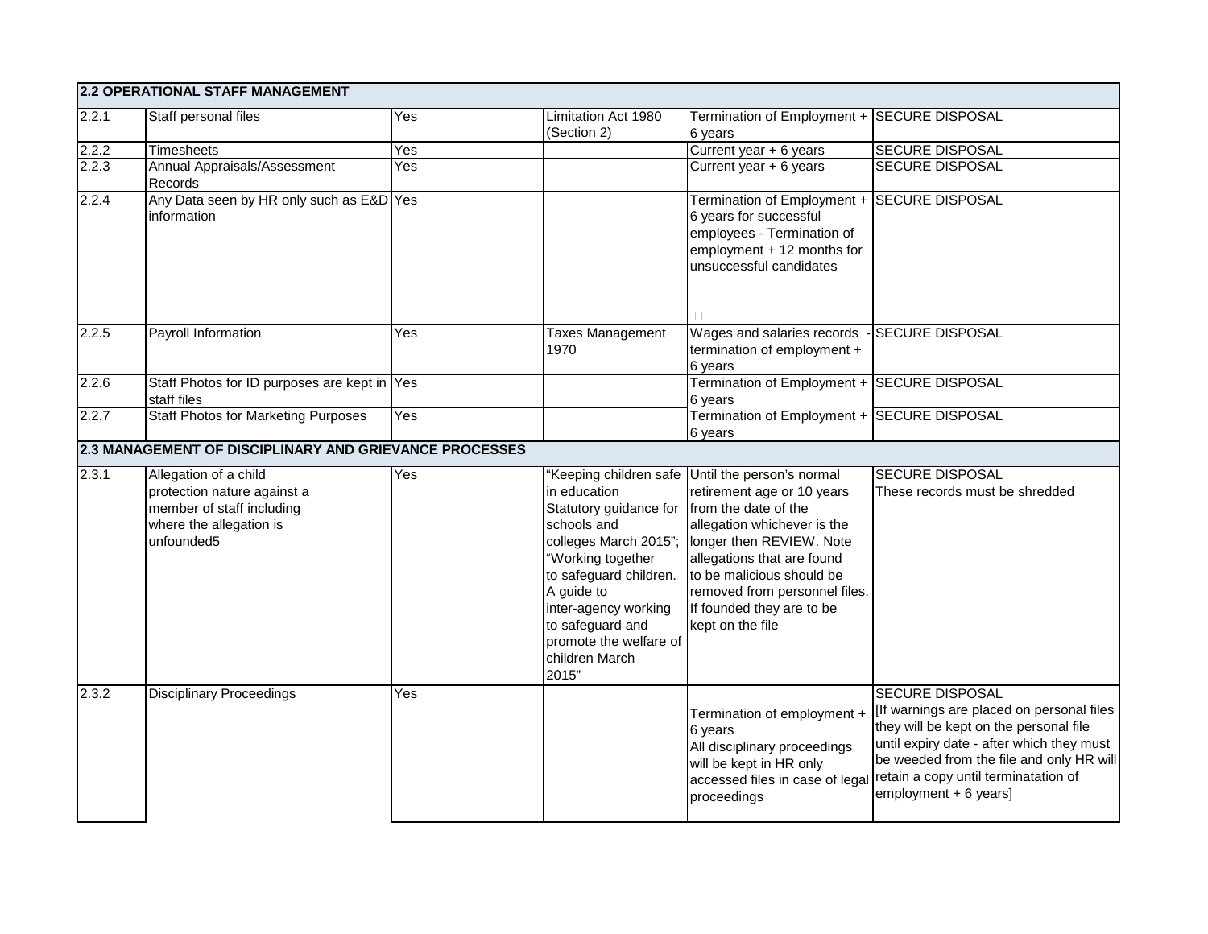| 2.2 OPERATIONAL STAFF MANAGEMENT | | | | | |
|---|---|---|---|---|---|
| 2.2.1 | Staff personal files | Yes | Limitation Act 1980 (Section 2) | Termination of Employment + 6 years | SECURE DISPOSAL |
| 2.2.2 | Timesheets | Yes | | Current year + 6 years | SECURE DISPOSAL |
| 2.2.3 | Annual Appraisals/Assessment Records | Yes | | Current year + 6 years | SECURE DISPOSAL |
| 2.2.4 | Any Data seen by HR only such as E&D information | Yes | | Termination of Employment + 6 years for successful employees - Termination of employment + 12 months for unsuccessful candidates | SECURE DISPOSAL |
| 2.2.5 | Payroll Information | Yes | Taxes Management 1970 | Wages and salaries records - termination of employment + 6 years | SECURE DISPOSAL |
| 2.2.6 | Staff Photos for ID purposes are kept in staff files | Yes | | Termination of Employment + 6 years | SECURE DISPOSAL |
| 2.2.7 | Staff Photos for Marketing Purposes | Yes | | Termination of Employment + 6 years | SECURE DISPOSAL |
| **2.3 MANAGEMENT OF DISCIPLINARY AND GRIEVANCE PROCESSES** | | | | | |
| 2.3.1 | Allegation of a child protection nature against a member of staff including where the allegation is unfounded5 | Yes | "Keeping children safe in education Statutory guidance for schools and colleges March 2015"; "Working together to safeguard children. A guide to inter-agency working to safeguard and promote the welfare of children March 2015" | Until the person's normal retirement age or 10 years from the date of the allegation whichever is the longer then REVIEW. Note allegations that are found to be malicious should be removed from personnel files. If founded they are to be kept on the file | SECURE DISPOSAL These records must be shredded |
| 2.3.2 | Disciplinary Proceedings | Yes | | Termination of employment + 6 years All disciplinary proceedings will be kept in HR only accessed files in case of legal proceedings | SECURE DISPOSAL [If warnings are placed on personal files they will be kept on the personal file until expiry date - after which they must be weeded from the file and only HR will retain a copy until terminatation of employment + 6 years] |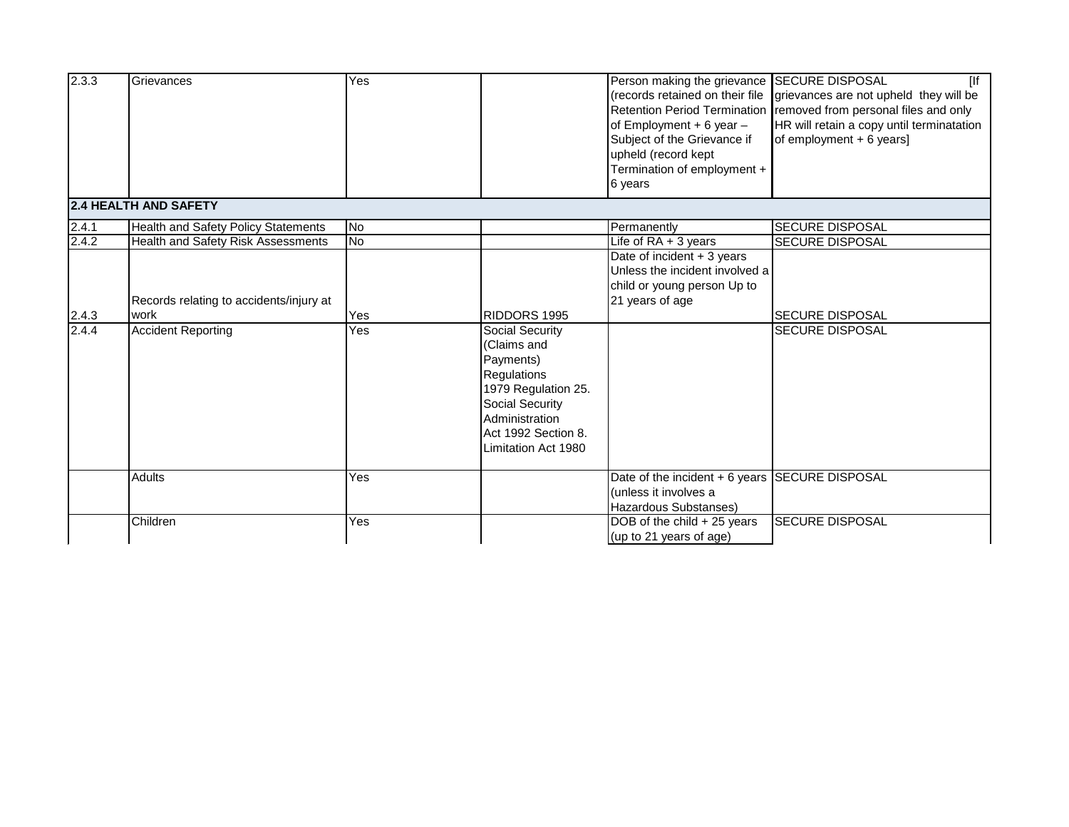| | | | | | |
|---|---|---|---|---|---|
| 2.3.3 | Grievances | Yes | | Person making the grievance (records retained on their file Retention Period Termination of Employment + 6 year – Subject of the Grievance if upheld (record kept Termination of employment + 6 years | SECURE DISPOSAL [If grievances are not upheld they will be removed from personal files and only HR will retain a copy until terminatation of employment + 6 years] |
| **2.4 HEALTH AND SAFETY** | | | | | |
| 2.4.1 | Health and Safety Policy Statements | No | | Permanently | SECURE DISPOSAL |
| 2.4.2 | Health and Safety Risk Assessments | No | | Life of RA + 3 years | SECURE DISPOSAL |
| 2.4.3 | Records relating to accidents/injury at work | Yes | RIDDORS 1995 | Date of incident + 3 years Unless the incident involved a child or young person Up to 21 years of age | SECURE DISPOSAL |
| 2.4.4 | Accident Reporting | Yes | Social Security (Claims and Payments) Regulations 1979 Regulation 25. Social Security Administration Act 1992 Section 8. Limitation Act 1980 | | SECURE DISPOSAL |
| | Adults | Yes | | Date of the incident + 6 years (unless it involves a Hazardous Substanses) | SECURE DISPOSAL |
| | Children | Yes | | DOB of the child + 25 years (up to 21 years of age) | SECURE DISPOSAL |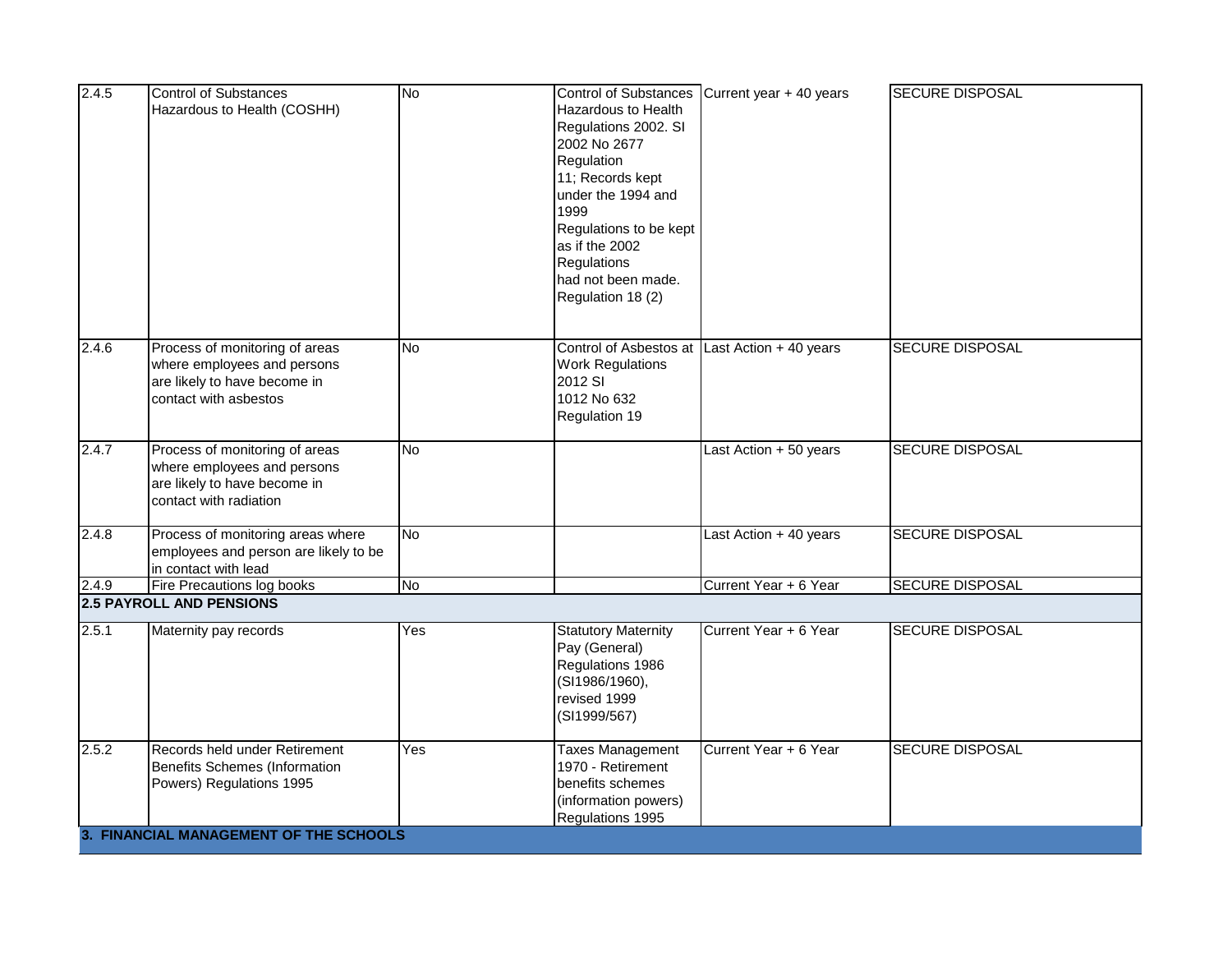| | | | | | |
|---|---|---|---|---|---|
| 2.4.5 | Control of Substances Hazardous to Health (COSHH) | No | Control of Substances Hazardous to Health Regulations 2002. SI 2002 No 2677 Regulation 11; Records kept under the 1994 and 1999 Regulations to be kept as if the 2002 Regulations had not been made. Regulation 18 (2) | Current year + 40 years | SECURE DISPOSAL |
| 2.4.6 | Process of monitoring of areas where employees and persons are likely to have become in contact with asbestos | No | Control of Asbestos at Work Regulations 2012 SI 1012 No 632 Regulation 19 | Last Action + 40 years | SECURE DISPOSAL |
| 2.4.7 | Process of monitoring of areas where employees and persons are likely to have become in contact with radiation | No | | Last Action + 50 years | SECURE DISPOSAL |
| 2.4.8 | Process of monitoring areas where employees and person are likely to be in contact with lead | No | | Last Action + 40 years | SECURE DISPOSAL |
| 2.4.9 | Fire Precautions log books | No | | Current Year + 6 Year | SECURE DISPOSAL |
| **2.5 PAYROLL AND PENSIONS** | | | | | |
| 2.5.1 | Maternity pay records | Yes | Statutory Maternity Pay (General) Regulations 1986 (SI1986/1960), revised 1999 (SI1999/567) | Current Year + 6 Year | SECURE DISPOSAL |
| 2.5.2 | Records held under Retirement Benefits Schemes (Information Powers) Regulations 1995 | Yes | Taxes Management 1970 - Retirement benefits schemes (information powers) Regulations 1995 | Current Year + 6 Year | SECURE DISPOSAL |
| **3. FINANCIAL MANAGEMENT OF THE SCHOOLS** | | | | | |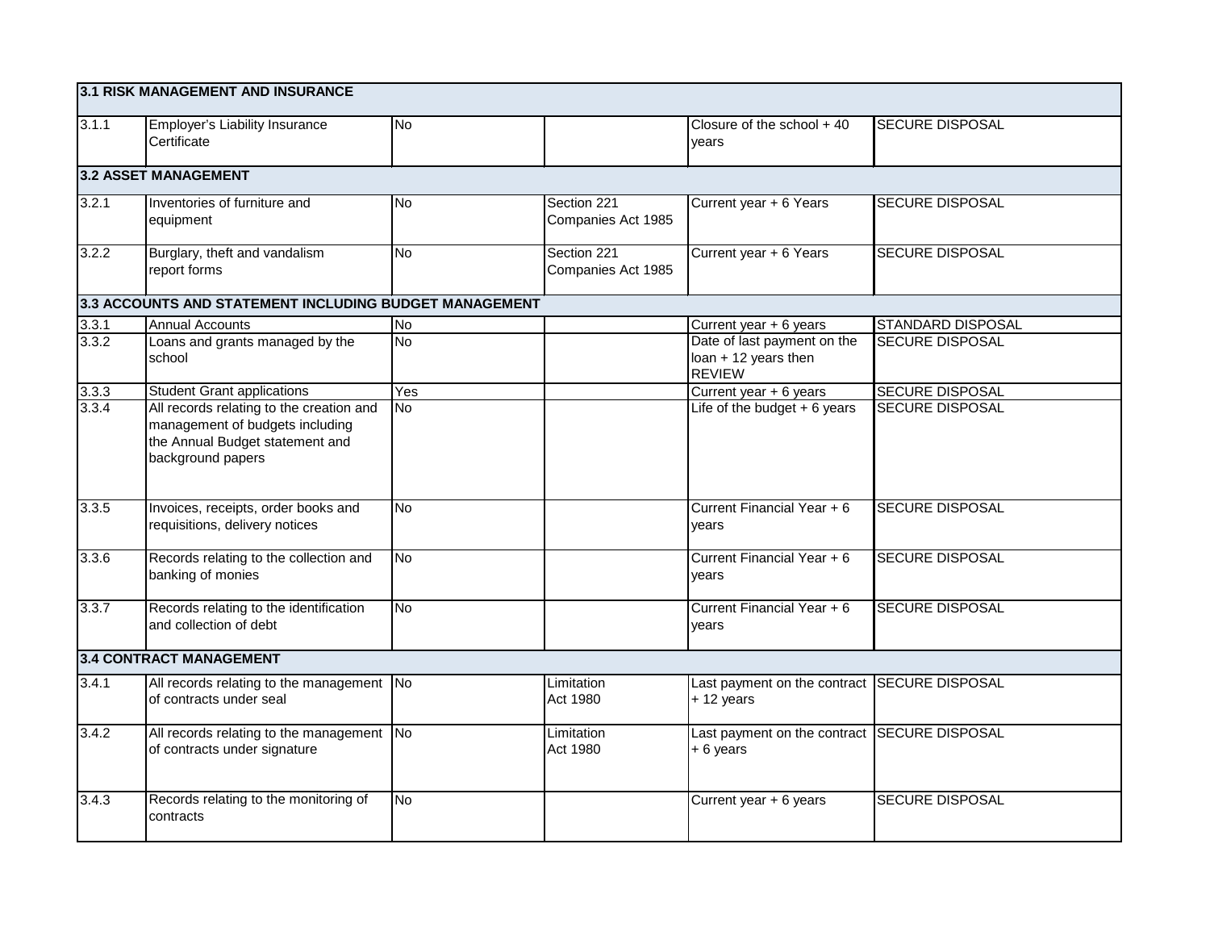| **3.1 RISK MANAGEMENT AND INSURANCE** | | | | | |
|---|---|---|---|---|---|
| 3.1.1 | Employer's Liability Insurance Certificate | No | | Closure of the school + 40 years | SECURE DISPOSAL |
| **3.2 ASSET MANAGEMENT** | | | | | |
| 3.2.1 | Inventories of furniture and equipment | No | Section 221 Companies Act 1985 | Current year + 6 Years | SECURE DISPOSAL |
| 3.2.2 | Burglary, theft and vandalism report forms | No | Section 221 Companies Act 1985 | Current year + 6 Years | SECURE DISPOSAL |
| **3.3 ACCOUNTS AND STATEMENT INCLUDING BUDGET MANAGEMENT** | | | | | |
| 3.3.1 | Annual Accounts | No | | Current year + 6 years | STANDARD DISPOSAL |
| 3.3.2 | Loans and grants managed by the school | No | | Date of last payment on the loan + 12 years then REVIEW | SECURE DISPOSAL |
| 3.3.3 | Student Grant applications | Yes | | Current year + 6 years | SECURE DISPOSAL |
| 3.3.4 | All records relating to the creation and management of budgets including the Annual Budget statement and background papers | No | | Life of the budget + 6 years | SECURE DISPOSAL |
| 3.3.5 | Invoices, receipts, order books and requisitions, delivery notices | No | | Current Financial Year + 6 years | SECURE DISPOSAL |
| 3.3.6 | Records relating to the collection and banking of monies | No | | Current Financial Year + 6 years | SECURE DISPOSAL |
| 3.3.7 | Records relating to the identification and collection of debt | No | | Current Financial Year + 6 years | SECURE DISPOSAL |
| **3.4 CONTRACT MANAGEMENT** | | | | | |
| 3.4.1 | All records relating to the management of contracts under seal | No | Limitation Act 1980 | Last payment on the contract + 12 years | SECURE DISPOSAL |
| 3.4.2 | All records relating to the management of contracts under signature | No | Limitation Act 1980 | Last payment on the contract + 6 years | SECURE DISPOSAL |
| 3.4.3 | Records relating to the monitoring of contracts | No | | Current year + 6 years | SECURE DISPOSAL |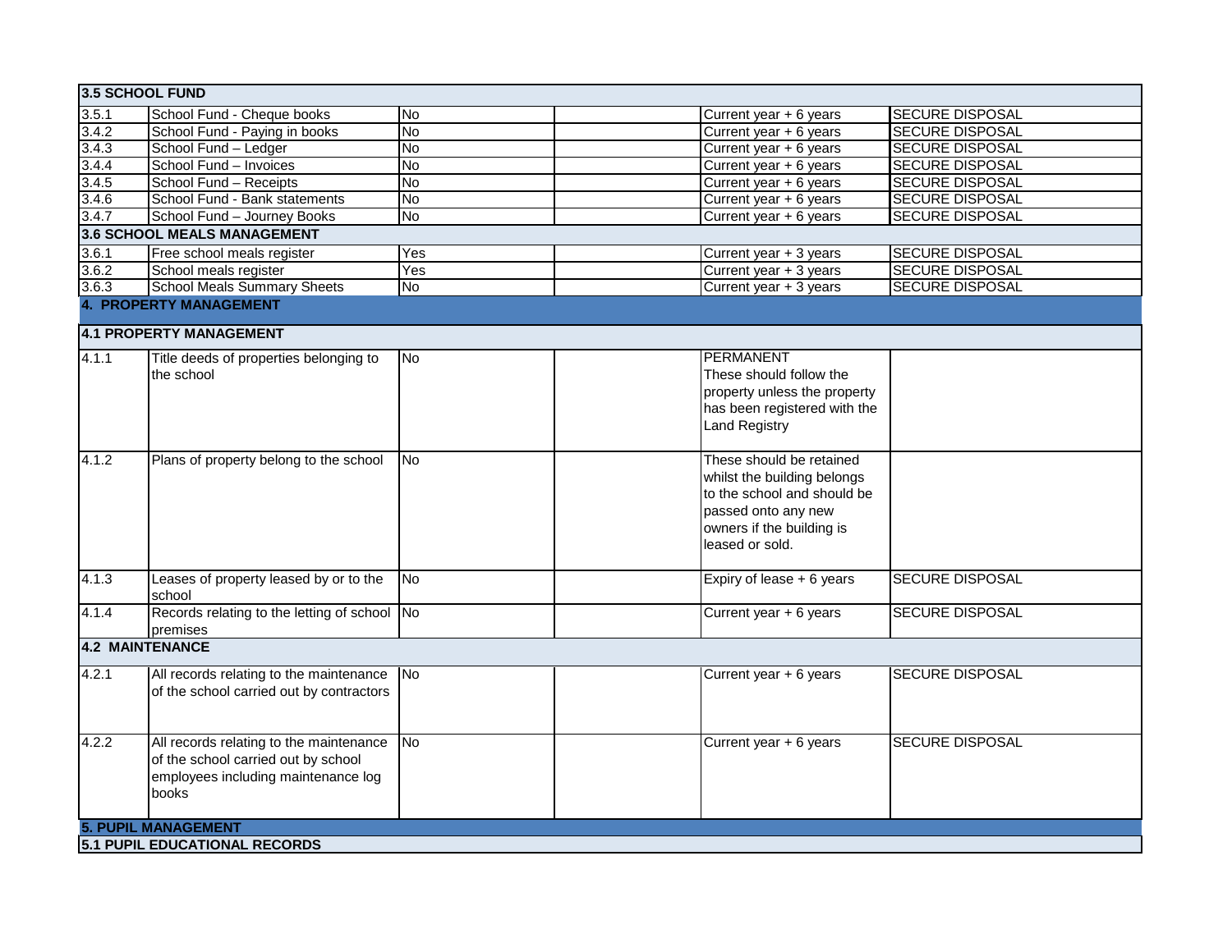| | | | | | |
|---|---|---|---|---|---|
| **3.5 SCHOOL FUND** | | | | | |
| 3.5.1 | School Fund - Cheque books | No | | Current year + 6 years | SECURE DISPOSAL |
| 3.4.2 | School Fund - Paying in books | No | | Current year + 6 years | SECURE DISPOSAL |
| 3.4.3 | School Fund – Ledger | No | | Current year + 6 years | SECURE DISPOSAL |
| 3.4.4 | School Fund – Invoices | No | | Current year + 6 years | SECURE DISPOSAL |
| 3.4.5 | School Fund – Receipts | No | | Current year + 6 years | SECURE DISPOSAL |
| 3.4.6 | School Fund - Bank statements | No | | Current year + 6 years | SECURE DISPOSAL |
| 3.4.7 | School Fund – Journey Books | No | | Current year + 6 years | SECURE DISPOSAL |
| **3.6 SCHOOL MEALS MANAGEMENT** | | | | | |
| 3.6.1 | Free school meals register | Yes | | Current year + 3 years | SECURE DISPOSAL |
| 3.6.2 | School meals register | Yes | | Current year + 3 years | SECURE DISPOSAL |
| 3.6.3 | School Meals Summary Sheets | No | | Current year + 3 years | SECURE DISPOSAL |
| **4. PROPERTY MANAGEMENT** | | | | | |
| **4.1 PROPERTY MANAGEMENT** | | | | | |
| 4.1.1 | Title deeds of properties belonging to the school | No | | PERMANENT These should follow the property unless the property has been registered with the Land Registry | |
| 4.1.2 | Plans of property belong to the school | No | | These should be retained whilst the building belongs to the school and should be passed onto any new owners if the building is leased or sold. | |
| 4.1.3 | Leases of property leased by or to the school | No | | Expiry of lease + 6 years | SECURE DISPOSAL |
| 4.1.4 | Records relating to the letting of school premises | No | | Current year + 6 years | SECURE DISPOSAL |
| **4.2 MAINTENANCE** | | | | | |
| 4.2.1 | All records relating to the maintenance of the school carried out by contractors | No | | Current year + 6 years | SECURE DISPOSAL |
| 4.2.2 | All records relating to the maintenance of the school carried out by school employees including maintenance log books | No | | Current year + 6 years | SECURE DISPOSAL |
| **5. PUPIL MANAGEMENT** | | | | | |
| **5.1 PUPIL EDUCATIONAL RECORDS** | | | | | |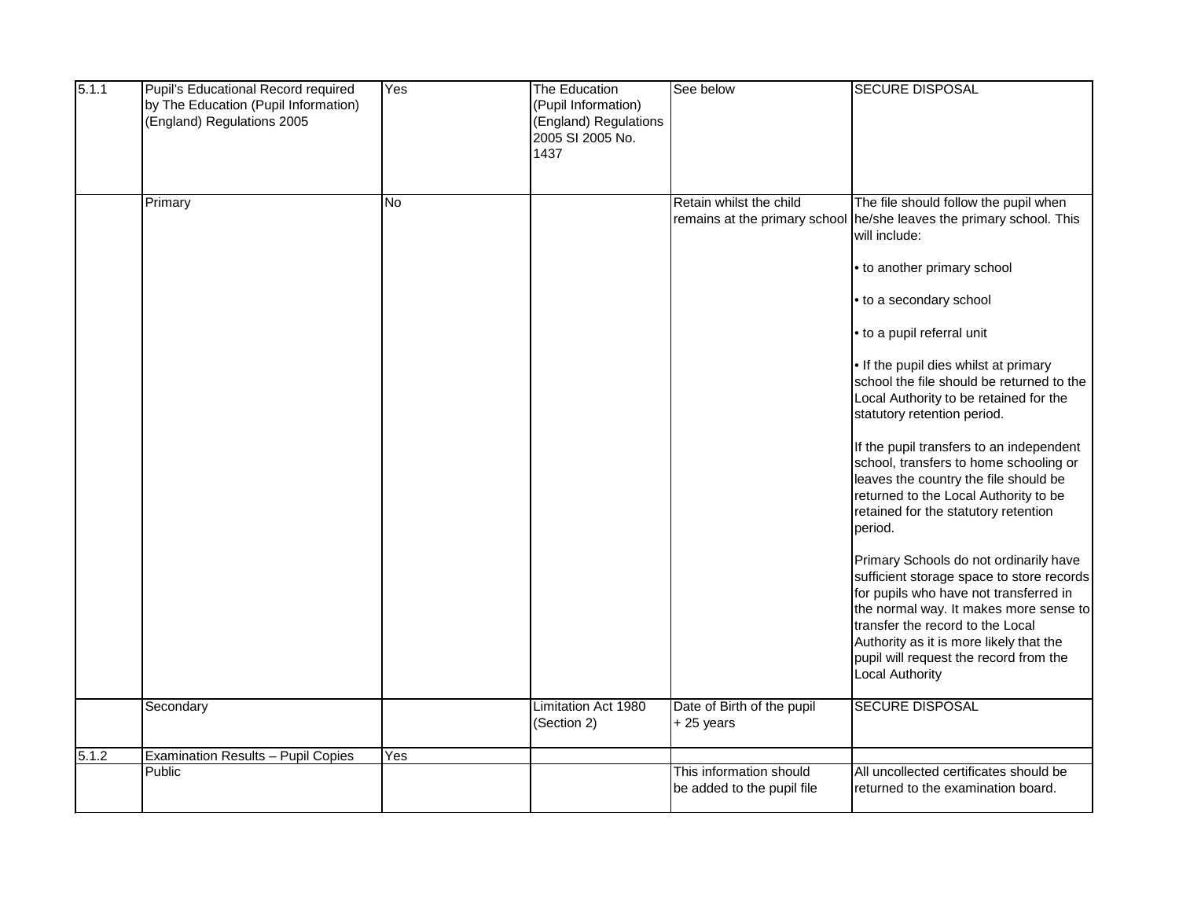| | | | | | |
|---|---|---|---|---|---|
| 5.1.1 | Pupil's Educational Record required by The Education (Pupil Information) (England) Regulations 2005 | Yes | The Education (Pupil Information) (England) Regulations 2005 SI 2005 No. 1437 | See below | SECURE DISPOSAL |
| | Primary | No | | Retain whilst the child remains at the primary school | The file should follow the pupil when he/she leaves the primary school. This will include:<br><br>• to another primary school<br><br>• to a secondary school<br><br>• to a pupil referral unit<br><br>• If the pupil dies whilst at primary school the file should be returned to the Local Authority to be retained for the statutory retention period.<br><br>If the pupil transfers to an independent school, transfers to home schooling or leaves the country the file should be returned to the Local Authority to be retained for the statutory retention period.<br><br>Primary Schools do not ordinarily have sufficient storage space to store records for pupils who have not transferred in the normal way. It makes more sense to transfer the record to the Local Authority as it is more likely that the pupil will request the record from the Local Authority |
| | Secondary | | Limitation Act 1980 (Section 2) | Date of Birth of the pupil + 25 years | SECURE DISPOSAL |
| 5.1.2 | Examination Results – Pupil Copies | Yes | | | |
| | Public | | | This information should be added to the pupil file | All uncollected certificates should be returned to the examination board. |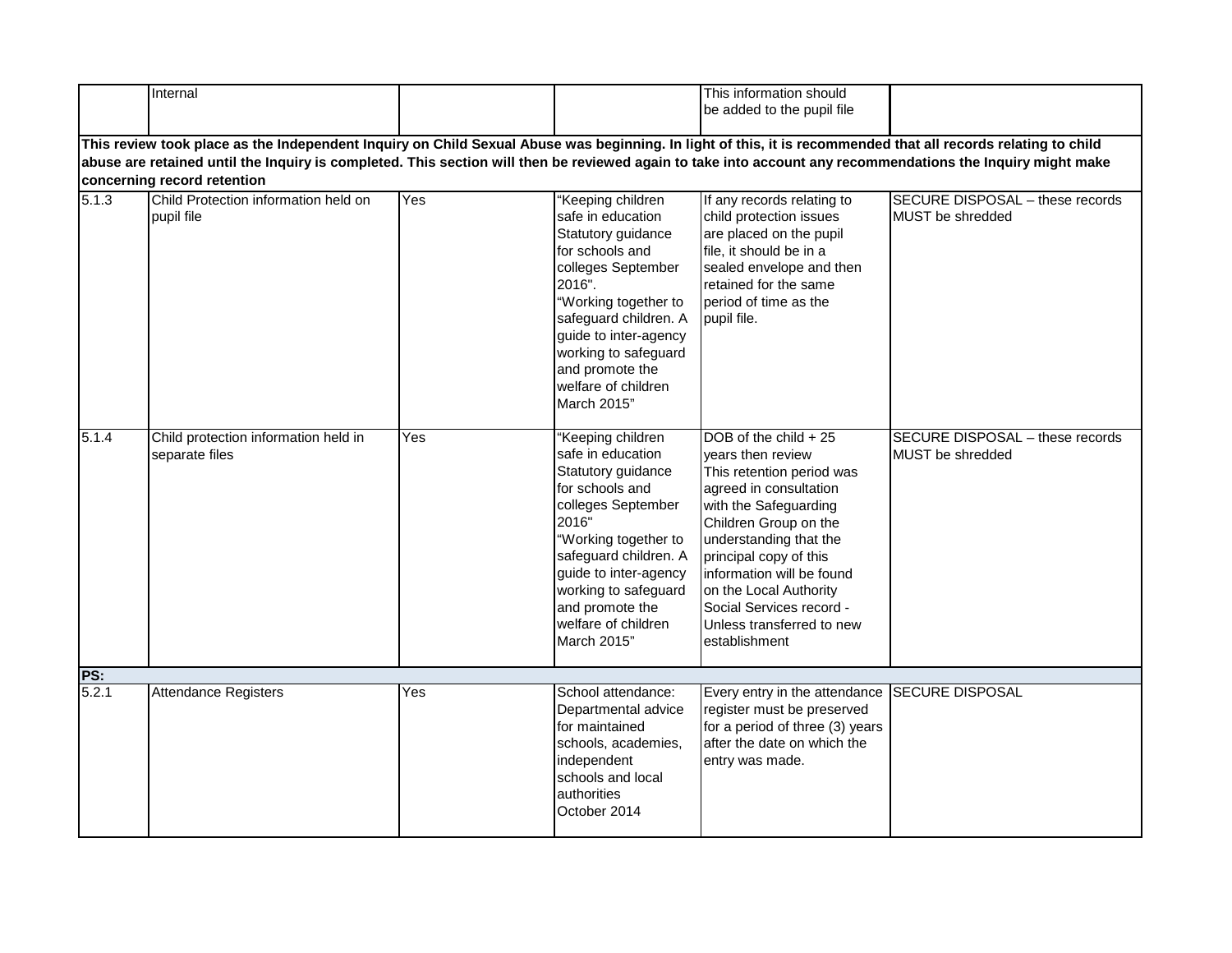|  |  |  |  |  |  |
|---|---|---|---|---|---|
|  | Internal |  |  | This information should be added to the pupil file |  |
| **This review took place as the Independent Inquiry on Child Sexual Abuse was beginning. In light of this, it is recommended that all records relating to child abuse are retained until the Inquiry is completed. This section will then be reviewed again to take into account any recommendations the Inquiry might make concerning record retention** | | | | | |
| 5.1.3 | Child Protection information held on pupil file | Yes | "Keeping children safe in education Statutory guidance for schools and colleges September 2016". "Working together to safeguard children. A guide to inter-agency working to safeguard and promote the welfare of children March 2015" | If any records relating to child protection issues are placed on the pupil file, it should be in a sealed envelope and then retained for the same period of time as the pupil file. | SECURE DISPOSAL – these records MUST be shredded |
| 5.1.4 | Child protection information held in separate files | Yes | "Keeping children safe in education Statutory guidance for schools and colleges September 2016" "Working together to safeguard children. A guide to inter-agency working to safeguard and promote the welfare of children March 2015" | DOB of the child + 25 years then review This retention period was agreed in consultation with the Safeguarding Children Group on the understanding that the principal copy of this information will be found on the Local Authority Social Services record - Unless transferred to new establishment | SECURE DISPOSAL – these records MUST be shredded |
| **PS:** | | | | | |
| 5.2.1 | Attendance Registers | Yes | School attendance: Departmental advice for maintained schools, academies, independent schools and local authorities October 2014 | Every entry in the attendance register must be preserved for a period of three (3) years after the date on which the entry was made. | SECURE DISPOSAL |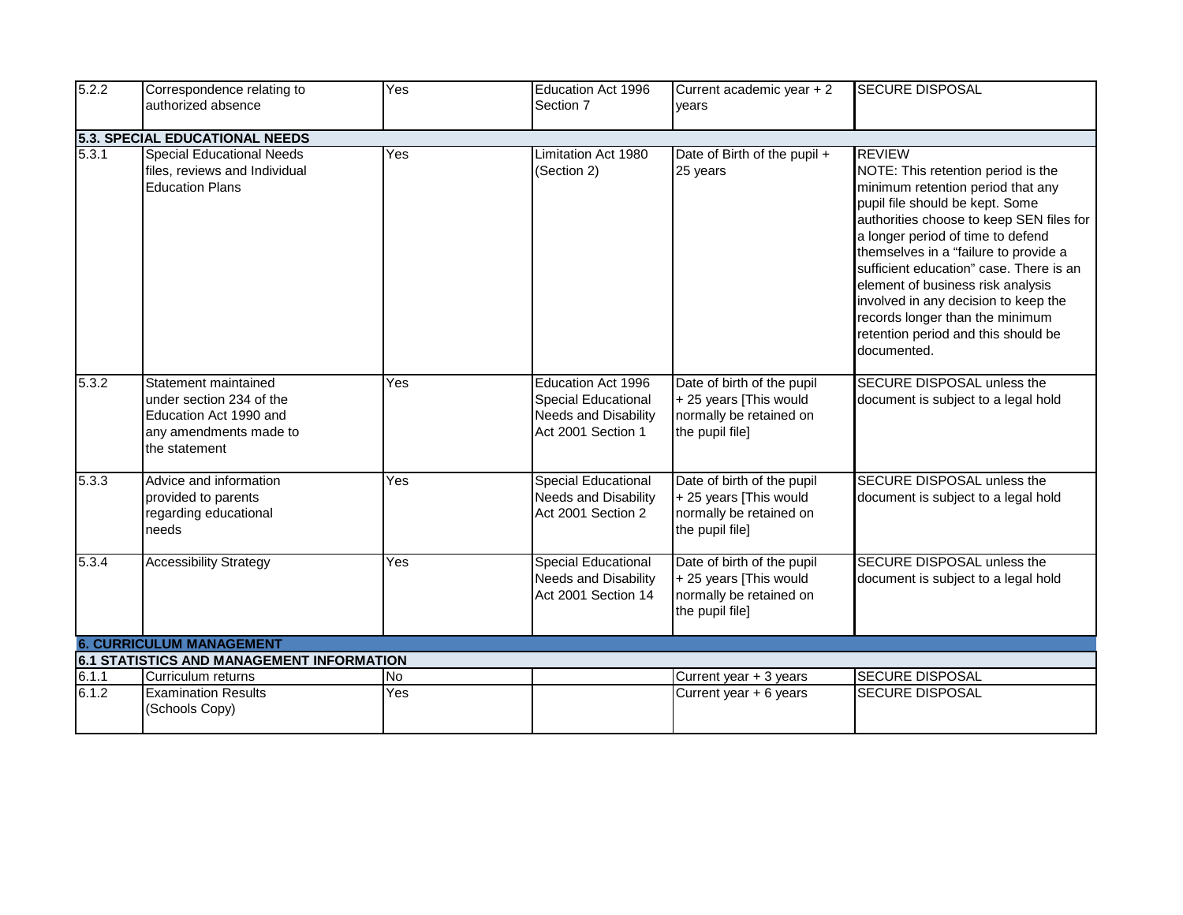| | | | | | |
|---|---|---|---|---|---|
| 5.2.2 | Correspondence relating to authorized absence | Yes | Education Act 1996 Section 7 | Current academic year + 2 years | SECURE DISPOSAL |
| **5.3. SPECIAL EDUCATIONAL NEEDS** | | | | | |
| 5.3.1 | Special Educational Needs files, reviews and Individual Education Plans | Yes | Limitation Act 1980 (Section 2) | Date of Birth of the pupil + 25 years | REVIEW NOTE: This retention period is the minimum retention period that any pupil file should be kept. Some authorities choose to keep SEN files for a longer period of time to defend themselves in a "failure to provide a sufficient education" case. There is an element of business risk analysis involved in any decision to keep the records longer than the minimum retention period and this should be documented. |
| 5.3.2 | Statement maintained under section 234 of the Education Act 1990 and any amendments made to the statement | Yes | Education Act 1996 Special Educational Needs and Disability Act 2001 Section 1 | Date of birth of the pupil + 25 years [This would normally be retained on the pupil file] | SECURE DISPOSAL unless the document is subject to a legal hold |
| 5.3.3 | Advice and information provided to parents regarding educational needs | Yes | Special Educational Needs and Disability Act 2001 Section 2 | Date of birth of the pupil + 25 years [This would normally be retained on the pupil file] | SECURE DISPOSAL unless the document is subject to a legal hold |
| 5.3.4 | Accessibility Strategy | Yes | Special Educational Needs and Disability Act 2001 Section 14 | Date of birth of the pupil + 25 years [This would normally be retained on the pupil file] | SECURE DISPOSAL unless the document is subject to a legal hold |
| **6. CURRICULUM MANAGEMENT** | | | | | |
| **6.1 STATISTICS AND MANAGEMENT INFORMATION** | | | | | |
| 6.1.1 | Curriculum returns | No | | Current year + 3 years | SECURE DISPOSAL |
| 6.1.2 | Examination Results (Schools Copy) | Yes | | Current year + 6 years | SECURE DISPOSAL |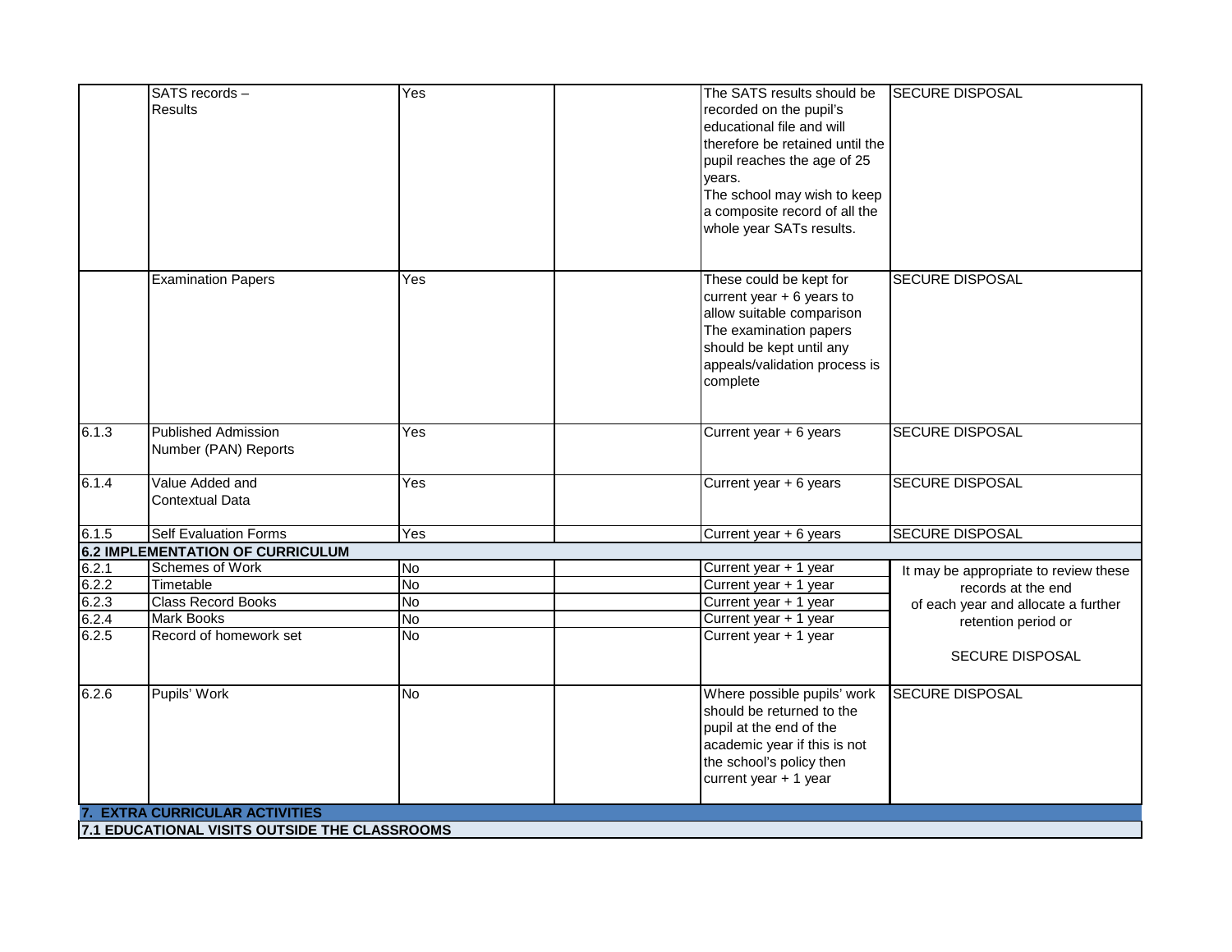| | | | | | |
|---|---|---|---|---|---|
| | SATS records – Results | Yes | | The SATS results should be recorded on the pupil's educational file and will therefore be retained until the pupil reaches the age of 25 years. The school may wish to keep a composite record of all the whole year SATs results. | SECURE DISPOSAL |
| | Examination Papers | Yes | | These could be kept for current year + 6 years to allow suitable comparison The examination papers should be kept until any appeals/validation process is complete | SECURE DISPOSAL |
| 6.1.3 | Published Admission Number (PAN) Reports | Yes | | Current year + 6 years | SECURE DISPOSAL |
| 6.1.4 | Value Added and Contextual Data | Yes | | Current year + 6 years | SECURE DISPOSAL |
| 6.1.5 | Self Evaluation Forms | Yes | | Current year + 6 years | SECURE DISPOSAL |
| **6.2 IMPLEMENTATION OF CURRICULUM** | | | | | |
| 6.2.1 | Schemes of Work | No | | Current year + 1 year | It may be appropriate to review these records at the end of each year and allocate a further retention period or SECURE DISPOSAL |
| 6.2.2 | Timetable | No | | Current year + 1 year | |
| 6.2.3 | Class Record Books | No | | Current year + 1 year | |
| 6.2.4 | Mark Books | No | | Current year + 1 year | |
| 6.2.5 | Record of homework set | No | | Current year + 1 year | |
| 6.2.6 | Pupils' Work | No | | Where possible pupils' work should be returned to the pupil at the end of the academic year if this is not the school's policy then current year + 1 year | SECURE DISPOSAL |
| **7. EXTRA CURRICULAR ACTIVITIES** | | | | | |
| **7.1 EDUCATIONAL VISITS OUTSIDE THE CLASSROOMS** | | | | | |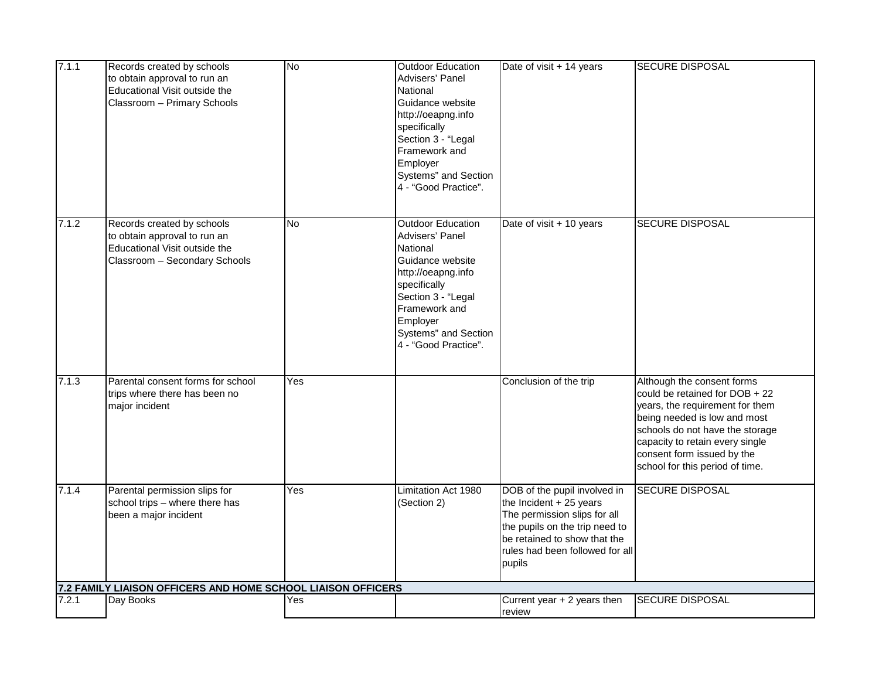| | | | | | |
|---|---|---|---|---|---|
| 7.1.1 | Records created by schools to obtain approval to run an Educational Visit outside the Classroom – Primary Schools | No | Outdoor Education Advisers' Panel National Guidance website http://oeapng.info specifically Section 3 - "Legal Framework and Employer Systems" and Section 4 - "Good Practice". | Date of visit + 14 years | SECURE DISPOSAL |
| 7.1.2 | Records created by schools to obtain approval to run an Educational Visit outside the Classroom – Secondary Schools | No | Outdoor Education Advisers' Panel National Guidance website http://oeapng.info specifically Section 3 - "Legal Framework and Employer Systems" and Section 4 - "Good Practice". | Date of visit + 10 years | SECURE DISPOSAL |
| 7.1.3 | Parental consent forms for school trips where there has been no major incident | Yes | | Conclusion of the trip | Although the consent forms could be retained for DOB + 22 years, the requirement for them being needed is low and most schools do not have the storage capacity to retain every single consent form issued by the school for this period of time. |
| 7.1.4 | Parental permission slips for school trips – where there has been a major incident | Yes | Limitation Act 1980 (Section 2) | DOB of the pupil involved in the Incident + 25 years The permission slips for all the pupils on the trip need to be retained to show that the rules had been followed for all pupils | SECURE DISPOSAL |
| **7.2 FAMILY LIAISON OFFICERS AND HOME SCHOOL LIAISON OFFICERS** | | | | | |
| 7.2.1 | Day Books | Yes | | Current year + 2 years then review | SECURE DISPOSAL |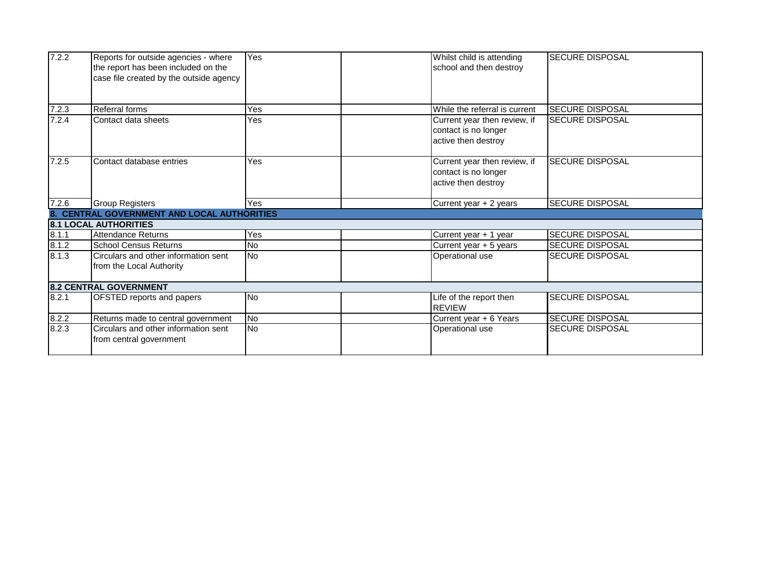| | | | | | |
|---|---|---|---|---|---|
| 7.2.2 | Reports for outside agencies - where the report has been included on the case file created by the outside agency | Yes | | Whilst child is attending school and then destroy | SECURE DISPOSAL |
| 7.2.3 | Referral forms | Yes | | While the referral is current | SECURE DISPOSAL |
| 7.2.4 | Contact data sheets | Yes | | Current year then review, if contact is no longer active then destroy | SECURE DISPOSAL |
| 7.2.5 | Contact database entries | Yes | | Current year then review, if contact is no longer active then destroy | SECURE DISPOSAL |
| 7.2.6 | Group Registers | Yes | | Current year + 2 years | SECURE DISPOSAL |
| **8. CENTRAL GOVERNMENT AND LOCAL AUTHORITIES** | | | | | |
| **8.1 LOCAL AUTHORITIES** | | | | | |
| 8.1.1 | Attendance Returns | Yes | | Current year + 1 year | SECURE DISPOSAL |
| 8.1.2 | School Census Returns | No | | Current year + 5 years | SECURE DISPOSAL |
| 8.1.3 | Circulars and other information sent from the Local Authority | No | | Operational use | SECURE DISPOSAL |
| **8.2 CENTRAL GOVERNMENT** | | | | | |
| 8.2.1 | OFSTED reports and papers | No | | Life of the report then REVIEW | SECURE DISPOSAL |
| 8.2.2 | Returns made to central government | No | | Current year + 6 Years | SECURE DISPOSAL |
| 8.2.3 | Circulars and other information sent from central government | No | | Operational use | SECURE DISPOSAL |